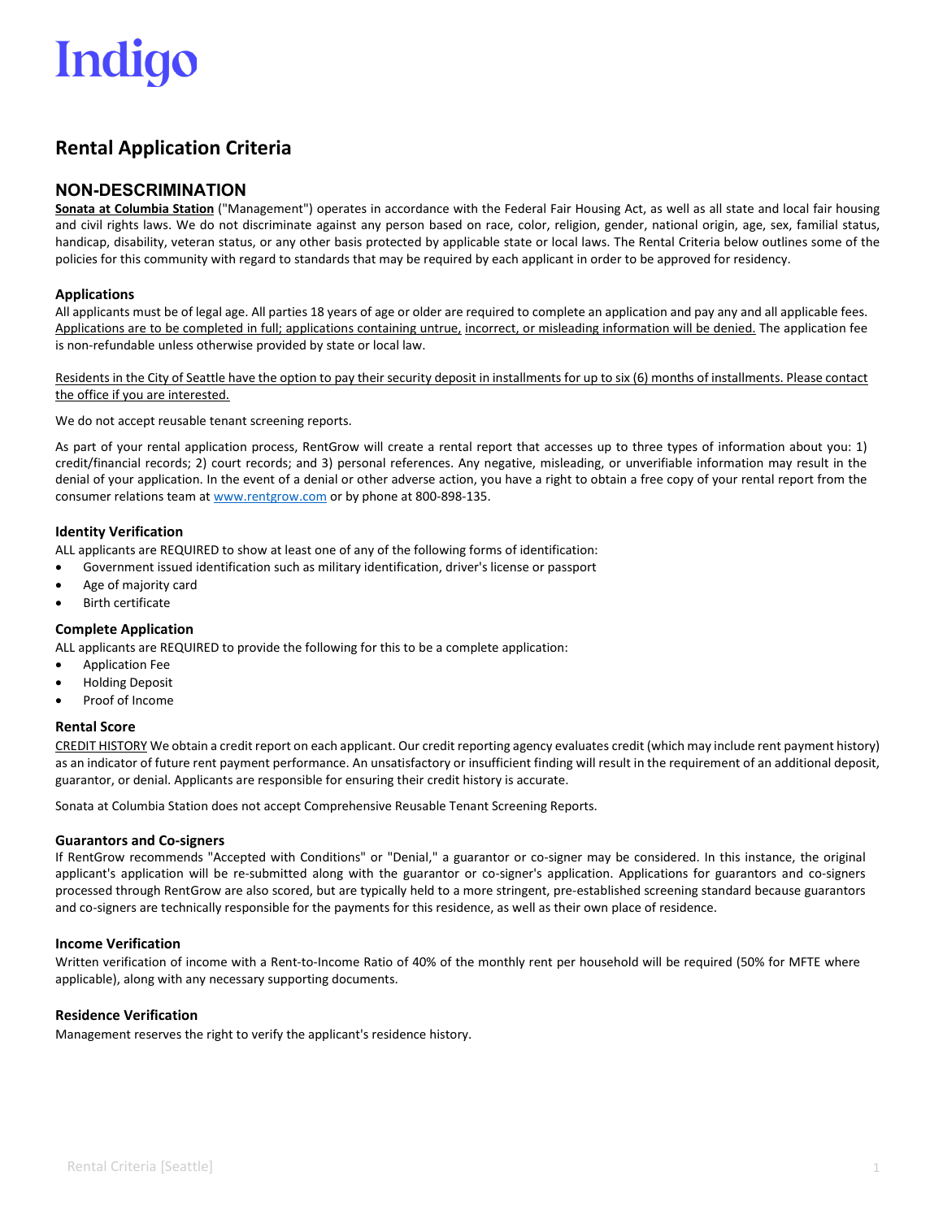Indigo

# Rental Application Criteria

## NON-DESCRIMINATION

**Sonata at Columbia Station** ("Management") operates in accordance with the Federal Fair Housing Act, as well as all state and local fair housing and civil rights laws. We do not discriminate against any person based on race, color, religion, gender, national origin, age, sex, familial status, handicap, disability, veteran status, or any other basis protected by applicable state or local laws. The Rental Criteria below outlines some of the policies for this community with regard to standards that may be required by each applicant in order to be approved for residency.

### Applications

All applicants must be of legal age. All parties 18 years of age or older are required to complete an application and pay any and all applicable fees. Applications are to be completed in full; applications containing untrue, incorrect, or misleading information will be denied. The application fee is non-refundable unless otherwise provided by state or local law.

Residents in the City of Seattle have the option to pay their security deposit in installments for up to six (6) months of installments. Please contact the office if you are interested.

We do not accept reusable tenant screening reports.

As part of your rental application process, RentGrow will create a rental report that accesses up to three types of information about you: 1) credit/financial records; 2) court records; and 3) personal references. Any negative, misleading, or unverifiable information may result in the denial of your application. In the event of a denial or other adverse action, you have a right to obtain a free copy of your rental report from the consumer relations team at www.rentgrow.com or by phone at 800-898-135.

### Identity Verification

ALL applicants are REQUIRED to show at least one of any of the following forms of identification:

- Government issued identification such as military identification, driver's license or passport
- Age of majority card
- Birth certificate

### Complete Application

ALL applicants are REQUIRED to provide the following for this to be a complete application:

- Application Fee
- Holding Deposit
- Proof of Income

### Rental Score

CREDIT HISTORY We obtain a credit report on each applicant. Our credit reporting agency evaluates credit (which may include rent payment history) as an indicator of future rent payment performance. An unsatisfactory or insufficient finding will result in the requirement of an additional deposit, guarantor, or denial. Applicants are responsible for ensuring their credit history is accurate.

Sonata at Columbia Station does not accept Comprehensive Reusable Tenant Screening Reports.

### Guarantors and Co-signers

If RentGrow recommends "Accepted with Conditions" or "Denial," a guarantor or co-signer may be considered. In this instance, the original applicant's application will be re-submitted along with the guarantor or co-signer's application. Applications for guarantors and co-signers processed through RentGrow are also scored, but are typically held to a more stringent, pre-established screening standard because guarantors and co-signers are technically responsible for the payments for this residence, as well as their own place of residence.

### Income Verification

Written verification of income with a Rent-to-Income Ratio of 40% of the monthly rent per household will be required (50% for MFTE where applicable), along with any necessary supporting documents.

### Residence Verification

Management reserves the right to verify the applicant's residence history.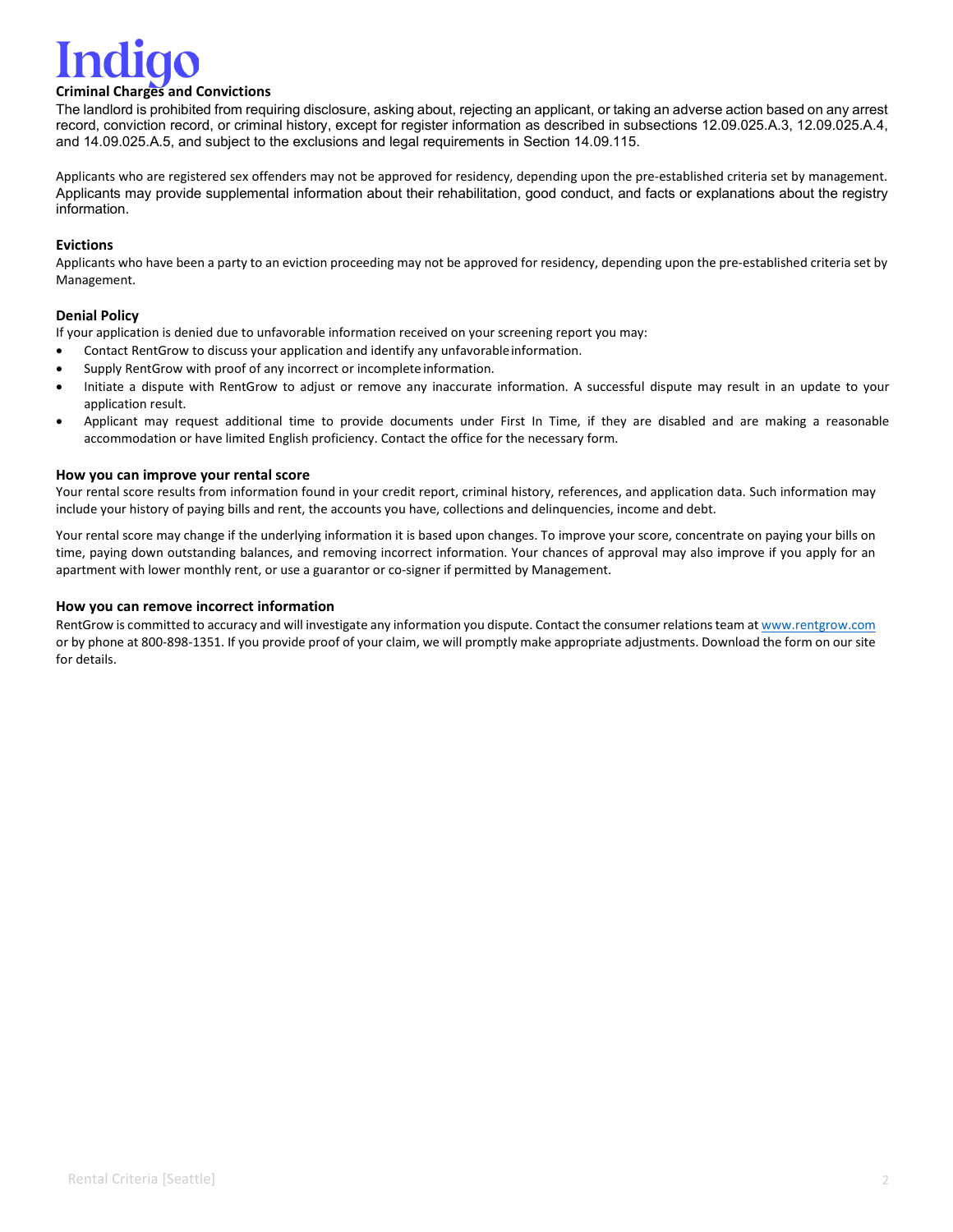## Criminal Charges and Convictions

The landlord is prohibited from requiring disclosure, asking about, rejecting an applicant, or taking an adverse action based on any arrest record, conviction record, or criminal history, except for register information as described in subsections 12.09.025.A.3, 12.09.025.A.4, and 14.09.025.A.5, and subject to the exclusions and legal requirements in Section 14.09.115.

Applicants who are registered sex offenders may not be approved for residency, depending upon the pre-established criteria set by management. Applicants may provide supplemental information about their rehabilitation, good conduct, and facts or explanations about the registry information.

## Evictions

Applicants who have been a party to an eviction proceeding may not be approved for residency, depending upon the pre-established criteria set by Management.

## Denial Policy

If your application is denied due to unfavorable information received on your screening report you may:

- Contact RentGrow to discuss your application and identify any unfavorable information.
- Supply RentGrow with proof of any incorrect or incomplete information.
- Initiate a dispute with RentGrow to adjust or remove any inaccurate information. A successful dispute may result in an update to your application result.
- Applicant may request additional time to provide documents under First In Time, if they are disabled and are making a reasonable accommodation or have limited English proficiency. Contact the office for the necessary form.

## How you can improve your rental score

Your rental score results from information found in your credit report, criminal history, references, and application data. Such information may include your history of paying bills and rent, the accounts you have, collections and delinquencies, income and debt.

Your rental score may change if the underlying information it is based upon changes. To improve your score, concentrate on paying your bills on time, paying down outstanding balances, and removing incorrect information. Your chances of approval may also improve if you apply for an apartment with lower monthly rent, or use a guarantor or co-signer if permitted by Management.

## How you can remove incorrect information

RentGrow is committed to accuracy and will investigate any information you dispute. Contact the consumer relations team at www.rentgrow.com or by phone at 800-898-1351. If you provide proof of your claim, we will promptly make appropriate adjustments. Download the form on our site for details.